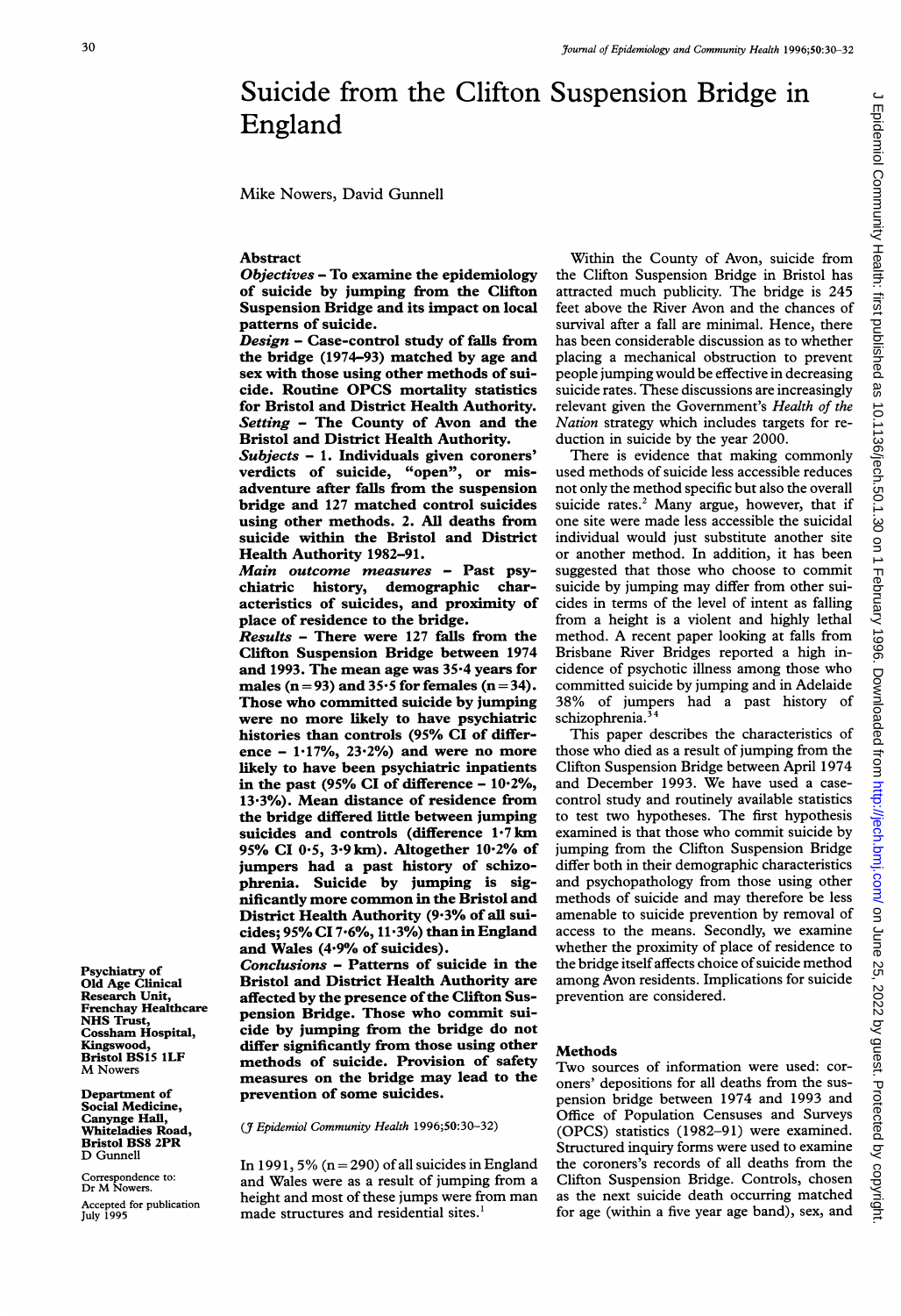# Suicide from the Clifton Suspension Bridge in England

Mike Nowers, David Gunnell

Psychiatry of Old Age Clinical Research Unit, Frenchay Healthcare NHS Trust, Cossham Hospital, Kingswood, Bristol BS15 1LF
M Nowers

Department of Social Medicine, Canynge Hall, Whiteladies Road, Bristol BS8 2PR
D Gunnell

Correspondence to: Dr M Nowers.

Accepted for publication July 1995

## Abstract

**Objectives** – **To examine the epidemiology of suicide by jumping from the Clifton Suspension Bridge and its impact on local patterns of suicide.**

**Design** – **Case-control study of falls from the bridge (1974–93) matched by age and sex with those using other methods of suicide. Routine OPCS mortality statistics for Bristol and District Health Authority.**

**Setting** – **The County of Avon and the Bristol and District Health Authority.**

**Subjects** – **1. Individuals given coroners' verdicts of suicide, "open", or misadventure after falls from the suspension bridge and 127 matched control suicides using other methods. 2. All deaths from suicide within the Bristol and District Health Authority 1982–91.**

**Main outcome measures** – **Past psychiatric history, demographic characteristics of suicides, and proximity of place of residence to the bridge.**

**Results** – **There were 127 falls from the Clifton Suspension Bridge between 1974 and 1993. The mean age was 35·4 years for males (n = 93) and 35·5 for females (n = 34). Those who committed suicide by jumping were no more likely to have psychiatric histories than controls (95% CI of difference – 1·17%, 23·2%) and were no more likely to have been psychiatric inpatients in the past (95% CI of difference – 10·2%, 13·3%). Mean distance of residence from the bridge differed little between jumping suicides and controls (difference 1·7 km 95% CI 0·5, 3·9 km). Altogether 10·2% of jumpers had a past history of schizophrenia. Suicide by jumping is significantly more common in the Bristol and District Health Authority (9·3% of all suicides; 95% CI 7·6%, 11·3%) than in England and Wales (4·9% of suicides).**

**Conclusions** – **Patterns of suicide in the Bristol and District Health Authority are affected by the presence of the Clifton Suspension Bridge. Those who commit suicide by jumping from the bridge do not differ significantly from those using other methods of suicide. Provision of safety measures on the bridge may lead to the prevention of some suicides.**

(*J Epidemiol Community Health* 1996;50:30–32)

In 1991, 5% (n = 290) of all suicides in England and Wales were as a result of jumping from a height and most of these jumps were from man made structures and residential sites.[1]

Within the County of Avon, suicide from the Clifton Suspension Bridge in Bristol has attracted much publicity. The bridge is 245 feet above the River Avon and the chances of survival after a fall are minimal. Hence, there has been considerable discussion as to whether placing a mechanical obstruction to prevent people jumping would be effective in decreasing suicide rates. These discussions are increasingly relevant given the Government's *Health of the Nation* strategy which includes targets for reduction in suicide by the year 2000.

There is evidence that making commonly used methods of suicide less accessible reduces not only the method specific but also the overall suicide rates.[2] Many argue, however, that if one site were made less accessible the suicidal individual would just substitute another site or another method. In addition, it has been suggested that those who choose to commit suicide by jumping may differ from other suicides in terms of the level of intent as falling from a height is a violent and highly lethal method. A recent paper looking at falls from Brisbane River Bridges reported a high incidence of psychotic illness among those who committed suicide by jumping and in Adelaide 38% of jumpers had a past history of schizophrenia.[3,4]

This paper describes the characteristics of those who died as a result of jumping from the Clifton Suspension Bridge between April 1974 and December 1993. We have used a case-control study and routinely available statistics to test two hypotheses. The first hypothesis examined is that those who commit suicide by jumping from the Clifton Suspension Bridge differ both in their demographic characteristics and psychopathology from those using other methods of suicide and may therefore be less amenable to suicide prevention by removal of access to the means. Secondly, we examine whether the proximity of place of residence to the bridge itself affects choice of suicide method among Avon residents. Implications for suicide prevention are considered.

## Methods

Two sources of information were used: coroners' depositions for all deaths from the suspension bridge between 1974 and 1993 and Office of Population Censuses and Surveys (OPCS) statistics (1982–91) were examined. Structured inquiry forms were used to examine the coroners's records of all deaths from the Clifton Suspension Bridge. Controls, chosen as the next suicide death occurring matched for age (within a five year age band), sex, and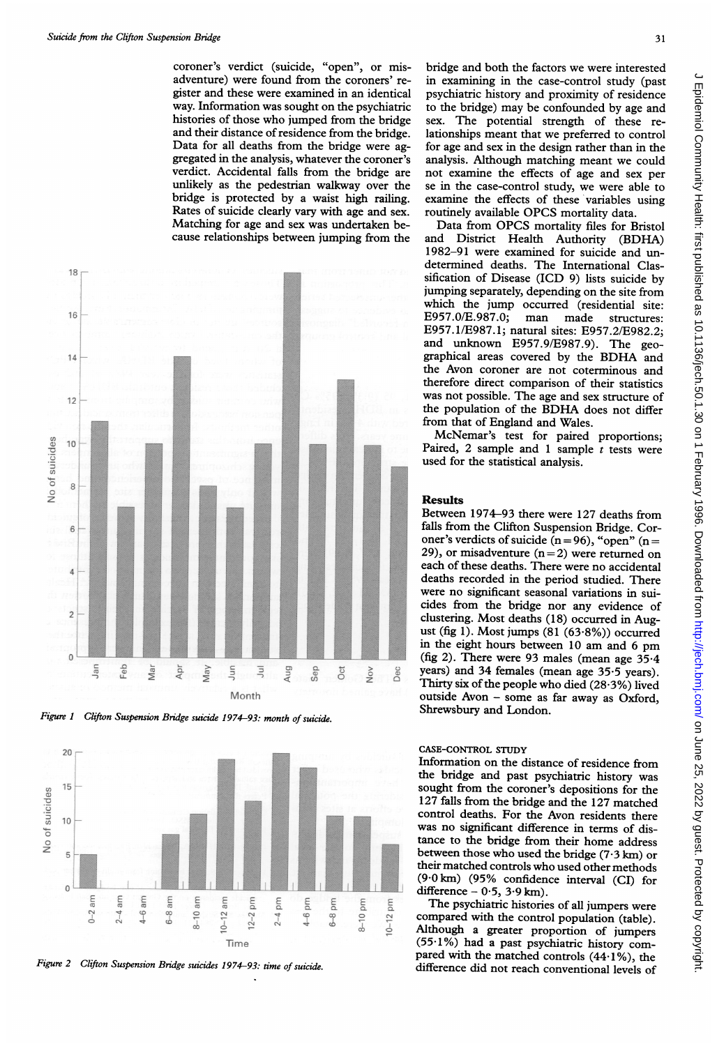coroner's verdict (suicide, "open", or misadventure) were found from the coroners' register and these were examined in an identical way. Information was sought on the psychiatric histories of those who jumped from the bridge and their distance of residence from the bridge. Data for all deaths from the bridge were aggregated in the analysis, whatever the coroner's verdict. Accidental falls from the bridge are unlikely as the pedestrian walkway over the bridge is protected by a waist high railing. Rates of suicide clearly vary with age and sex. Matching for age and sex was undertaken because relationships between jumping from the bridge and both the factors we were interested in examining in the case-control study (past psychiatric history and proximity of residence to the bridge) may be confounded by age and sex. The potential strength of these relationships meant that we preferred to control for age and sex in the design rather than in the analysis. Although matching meant we could not examine the effects of age and sex per se in the case-control study, we were able to examine the effects of these variables using routinely available OPCS mortality data.

Data from OPCS mortality files for Bristol and District Health Authority (BDHA) 1982–91 were examined for suicide and undetermined deaths. The International Classification of Disease (ICD 9) lists suicide by jumping separately, depending on the site from which the jump occurred (residential site: E957.0/E.987.0; man made structures: E957.1/E987.1; natural sites: E957.2/E982.2; and unknown E957.9/E987.9). The geographical areas covered by the BDHA and the Avon coroner are not coterminous and therefore direct comparison of their statistics was not possible. The age and sex structure of the population of the BDHA does not differ from that of England and Wales.

McNemar's test for paired proportions; Paired, 2 sample and 1 sample $t$ tests were used for the statistical analysis.

18
16
14
12
10
8
6
4
2
0
No of suicides
Jan Feb Mar Apr May Jun Jul Aug Sep Oct Nov Dec
Month

*Figure 1 Clifton Suspension Bridge suicide 1974–93: month of suicide.*

20
15
10
5
0
No of suicides
0–2 am 2–4 am 4–6 am 6–8 am 8–10 am 10–12 am 12–2 pm 2–4 pm 4–6 pm 6–8 pm 8–10 pm 10–12 pm
Time

*Figure 2 Clifton Suspension Bridge suicides 1974–93: time of suicide.*

## Results

Between 1974–93 there were 127 deaths from falls from the Clifton Suspension Bridge. Coroner's verdicts of suicide (n=96), "open" (n=29), or misadventure (n=2) were returned on each of these deaths. There were no accidental deaths recorded in the period studied. There were no significant seasonal variations in suicides from the bridge nor any evidence of clustering. Most deaths (18) occurred in August (fig 1). Most jumps (81 (63·8%)) occurred in the eight hours between 10 am and 6 pm (fig 2). There were 93 males (mean age 35·4 years) and 34 females (mean age 35·5 years). Thirty six of the people who died (28·3%) lived outside Avon – some as far away as Oxford, Shrewsbury and London.

### CASE-CONTROL STUDY

Information on the distance of residence from the bridge and past psychiatric history was sought from the coroner's depositions for the 127 falls from the bridge and the 127 matched control deaths. For the Avon residents there was no significant difference in terms of distance to the bridge from their home address between those who used the bridge (7·3 km) or their matched controls who used other methods (9·0 km) (95% confidence interval (CI) for difference – 0·5, 3·9 km).

The psychiatric histories of all jumpers were compared with the control population (table). Although a greater proportion of jumpers (55·1%) had a past psychiatric history compared with the matched controls (44·1%), the difference did not reach conventional levels of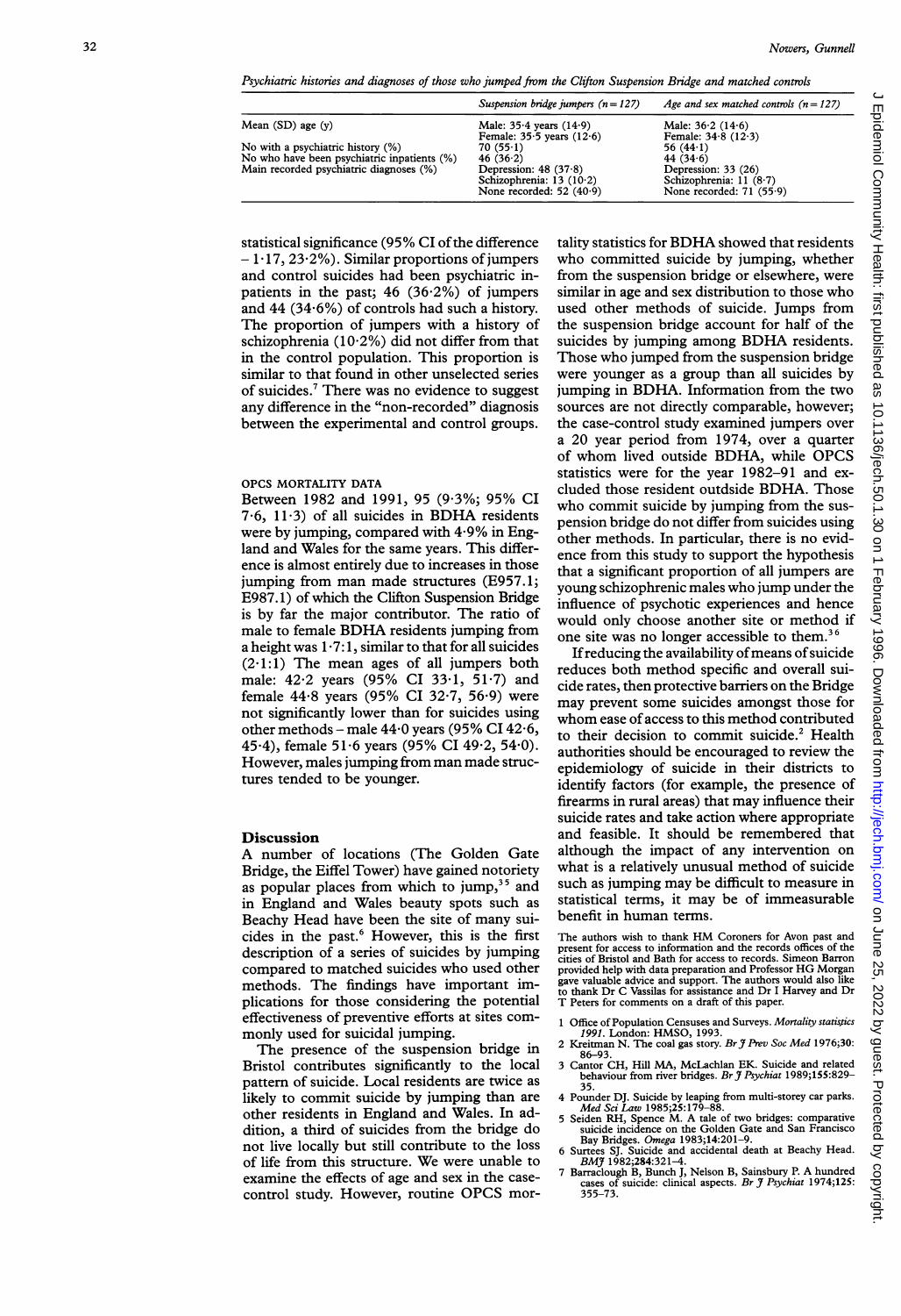*Psychiatric histories and diagnoses of those who jumped from the Clifton Suspension Bridge and matched controls*

| | *Suspension bridge jumpers (n = 127)* | *Age and sex matched controls (n = 127)* |
|---|---|---|
| Mean (SD) age (y) | Male: 35·4 years (14·9) | Male: 36·2 (14·6) |
| | Female: 35·5 years (12·6) | Female: 34·8 (12·3) |
| No with a psychiatric history (%) | 70 (55·1) | 56 (44·1) |
| No who have been psychiatric inpatients (%) | 46 (36·2) | 44 (34·6) |
| Main recorded psychiatric diagnoses (%) | Depression: 48 (37·8) | Depression: 33 (26) |
| | Schizophrenia: 13 (10·2) | Schizophrenia: 11 (8·7) |
| | None recorded: 52 (40·9) | None recorded: 71 (55·9) |

statistical significance (95% CI of the difference −1·17, 23·2%). Similar proportions of jumpers and control suicides had been psychiatric inpatients in the past; 46 (36·2%) of jumpers and 44 (34·6%) of controls had such a history. The proportion of jumpers with a history of schizophrenia (10·2%) did not differ from that in the control population. This proportion is similar to that found in other unselected series of suicides.[7] There was no evidence to suggest any difference in the "non-recorded" diagnosis between the experimental and control groups.

OPCS MORTALITY DATA

Between 1982 and 1991, 95 (9·3%; 95% CI 7·6, 11·3) of all suicides in BDHA residents were by jumping, compared with 4·9% in England and Wales for the same years. This difference is almost entirely due to increases in those jumping from man made structures (E957.1; E987.1) of which the Clifton Suspension Bridge is by far the major contributor. The ratio of male to female BDHA residents jumping from a height was 1·7:1, similar to that for all suicides (2·1:1) The mean ages of all jumpers both male: 42·2 years (95% CI 33·1, 51·7) and female 44·8 years (95% CI 32·7, 56·9) were not significantly lower than for suicides using other methods – male 44·0 years (95% CI 42·6, 45·4), female 51·6 years (95% CI 49·2, 54·0). However, males jumping from man made structures tended to be younger.

## Discussion

A number of locations (The Golden Gate Bridge, the Eiffel Tower) have gained notoriety as popular places from which to jump,[3,5] and in England and Wales beauty spots such as Beachy Head have been the site of many suicides in the past.[6] However, this is the first description of a series of suicides by jumping compared to matched suicides who used other methods. The findings have important implications for those considering the potential effectiveness of preventive efforts at sites commonly used for suicidal jumping.

The presence of the suspension bridge in Bristol contributes significantly to the local pattern of suicide. Local residents are twice as likely to commit suicide by jumping than are other residents in England and Wales. In addition, a third of suicides from the bridge do not live locally but still contribute to the loss of life from this structure. We were unable to examine the effects of age and sex in the case-control study. However, routine OPCS mortality statistics for BDHA showed that residents who committed suicide by jumping, whether from the suspension bridge or elsewhere, were similar in age and sex distribution to those who used other methods of suicide. Jumps from the suspension bridge account for half of the suicides by jumping among BDHA residents. Those who jumped from the suspension bridge were younger as a group than all suicides by jumping in BDHA. Information from the two sources are not directly comparable, however; the case-control study examined jumpers over a 20 year period from 1974, over a quarter of whom lived outside BDHA, while OPCS statistics were for the year 1982–91 and excluded those resident outsdide BDHA. Those who commit suicide by jumping from the suspension bridge do not differ from suicides using other methods. In particular, there is no evidence from this study to support the hypothesis that a significant proportion of all jumpers are young schizophrenic males who jump under the influence of psychotic experiences and hence would only choose another site or method if one site was no longer accessible to them.[3,6]

If reducing the availability of means of suicide reduces both method specific and overall suicide rates, then protective barriers on the Bridge may prevent some suicides amongst those for whom ease of access to this method contributed to their decision to commit suicide.[2] Health authorities should be encouraged to review the epidemiology of suicide in their districts to identify factors (for example, the presence of firearms in rural areas) that may influence their suicide rates and take action where appropriate and feasible. It should be remembered that although the impact of any intervention on what is a relatively unusual method of suicide such as jumping may be difficult to measure in statistical terms, it may be of immeasurable benefit in human terms.

The authors wish to thank HM Coroners for Avon past and present for access to information and the records offices of the cities of Bristol and Bath for access to records. Simeon Barron provided help with data preparation and Professor HG Morgan gave valuable advice and support. The authors would also like to thank Dr C Vassilas for assistance and Dr I Harvey and Dr T Peters for comments on a draft of this paper.

1. Office of Population Censuses and Surveys. *Mortality statistics 1991*. London: HMSO, 1993.
2. Kreitman N. The coal gas story. *Br J Prev Soc Med* 1976;30: 86–93.
3. Cantor CH, Hill MA, McLachlan EK. Suicide and related behaviour from river bridges. *Br J Psychiat* 1989;155:829–35.
4. Pounder DJ. Suicide by leaping from multi-storey car parks. *Med Sci Law* 1985;25:179–88.
5. Seiden RH, Spence M. A tale of two bridges: comparative suicide incidence on the Golden Gate and San Francisco Bay Bridges. *Omega* 1983;14:201–9.
6. Surtees SJ. Suicide and accidental death at Beachy Head. *BMJ* 1982;284:321–4.
7. Barraclough B, Bunch J, Nelson B, Sainsbury P. A hundred cases of suicide: clinical aspects. *Br J Psychiat* 1974;125: 355–73.